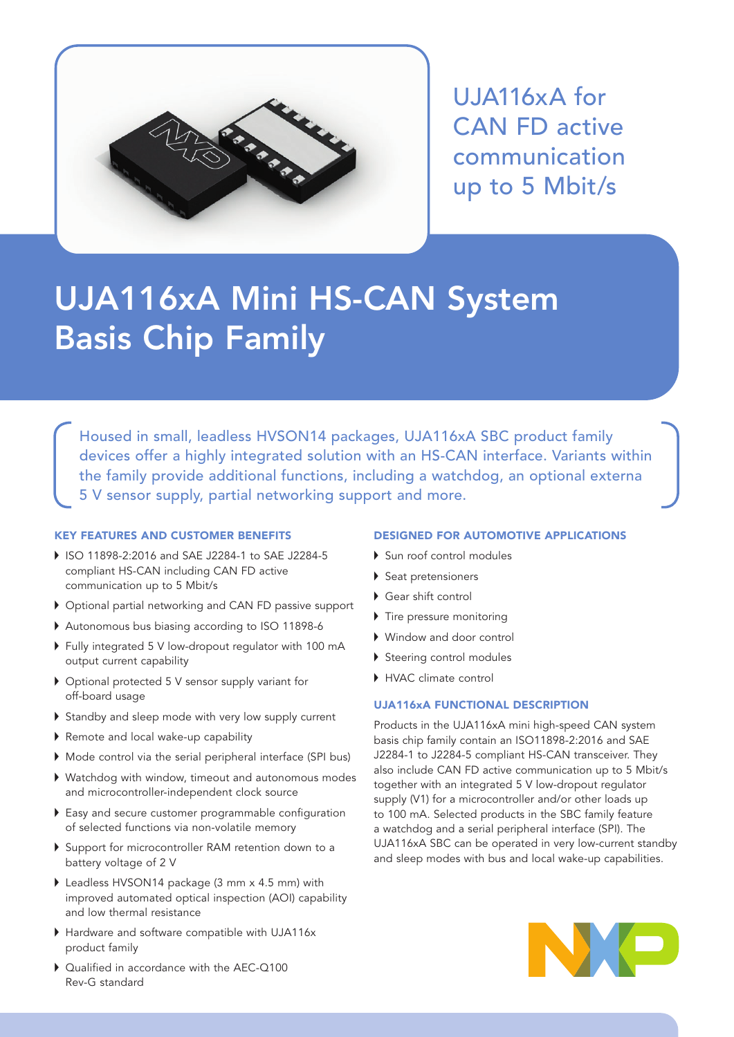UJA116xA for CAN FD active communication up to 5 Mbit/s

# UJA116xA Mini HS-CAN System Basis Chip Family

Housed in small, leadless HVSON14 packages, UJA116xA SBC product family devices offer a highly integrated solution with an HS-CAN interface. Variants within the family provide additional functions, including a watchdog, an optional externa 5 V sensor supply, partial networking support and more.

## KEY FEATURES AND CUSTOMER BENEFITS

- ISO 11898-2:2016 and SAE J2284-1 to SAE J2284-5 compliant HS-CAN including CAN FD active communication up to 5 Mbit/s
- Optional partial networking and CAN FD passive support
- Autonomous bus biasing according to ISO 11898-6
- Fully integrated 5 V low-dropout regulator with 100 mA output current capability
- Optional protected 5 V sensor supply variant for off-board usage
- Standby and sleep mode with very low supply current
- Remote and local wake-up capability
- Mode control via the serial peripheral interface (SPI bus)
- Watchdog with window, timeout and autonomous modes and microcontroller-independent clock source
- Easy and secure customer programmable configuration of selected functions via non-volatile memory
- Support for microcontroller RAM retention down to a battery voltage of 2 V
- Leadless HVSON14 package (3 mm x 4.5 mm) with improved automated optical inspection (AOI) capability and low thermal resistance
- Hardware and software compatible with UJA116x product family
- Qualified in accordance with the AEC-Q100 Rev-G standard

## DESIGNED FOR AUTOMOTIVE APPLICATIONS

- Sun roof control modules
- Seat pretensioners
- Gear shift control
- Tire pressure monitoring
- Window and door control
- Steering control modules
- HVAC climate control

## UJA116xA FUNCTIONAL DESCRIPTION

Products in the UJA116xA mini high-speed CAN system basis chip family contain an ISO11898-2:2016 and SAE J2284-1 to J2284-5 compliant HS-CAN transceiver. They also include CAN FD active communication up to 5 Mbit/s together with an integrated 5 V low-dropout regulator supply (V1) for a microcontroller and/or other loads up to 100 mA. Selected products in the SBC family feature a watchdog and a serial peripheral interface (SPI). The UJA116xA SBC can be operated in very low-current standby and sleep modes with bus and local wake-up capabilities.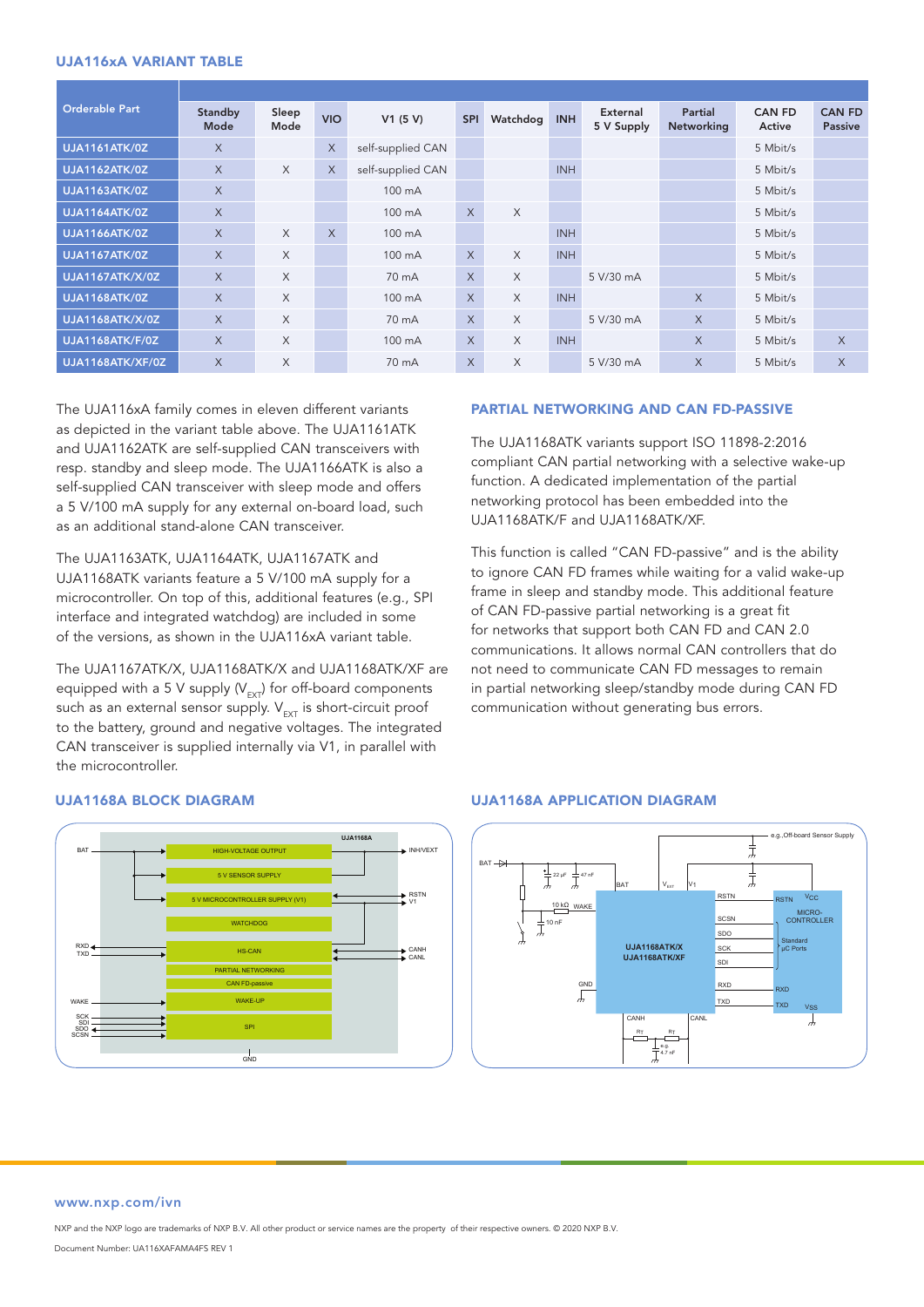### UJA116xA VARIANT TABLE

| Orderable Part | Standby Mode | Sleep Mode | VIO | V1 (5 V) | SPI | Watchdog | INH | External 5 V Supply | Partial Networking | CAN FD Active | CAN FD Passive |
|---|---|---|---|---|---|---|---|---|---|---|---|
| UJA1161ATK/0Z | X | | X | self-supplied CAN | | | | | | 5 Mbit/s | |
| UJA1162ATK/0Z | X | X | X | self-supplied CAN | | | INH | | | 5 Mbit/s | |
| UJA1163ATK/0Z | X | | | 100 mA | | | | | | 5 Mbit/s | |
| UJA1164ATK/0Z | X | | | 100 mA | X | X | | | | 5 Mbit/s | |
| UJA1166ATK/0Z | X | X | X | 100 mA | | | INH | | | 5 Mbit/s | |
| UJA1167ATK/0Z | X | X | | 100 mA | X | X | INH | | | 5 Mbit/s | |
| UJA1167ATK/X/0Z | X | X | | 70 mA | X | X | | 5 V/30 mA | | 5 Mbit/s | |
| UJA1168ATK/0Z | X | X | | 100 mA | X | X | INH | | X | 5 Mbit/s | |
| UJA1168ATK/X/0Z | X | X | | 70 mA | X | X | | 5 V/30 mA | X | 5 Mbit/s | |
| UJA1168ATK/F/0Z | X | X | | 100 mA | X | X | INH | | X | 5 Mbit/s | X |
| UJA1168ATK/XF/0Z | X | X | | 70 mA | X | X | | 5 V/30 mA | X | 5 Mbit/s | X |

The UJA116xA family comes in eleven different variants as depicted in the variant table above. The UJA1161ATK and UJA1162ATK are self-supplied CAN transceivers with resp. standby and sleep mode. The UJA1166ATK is also a self-supplied CAN transceiver with sleep mode and offers a 5 V/100 mA supply for any external on-board load, such as an additional stand-alone CAN transceiver.

The UJA1163ATK, UJA1164ATK, UJA1167ATK and UJA1168ATK variants feature a 5 V/100 mA supply for a microcontroller. On top of this, additional features (e.g., SPI interface and integrated watchdog) are included in some of the versions, as shown in the UJA116xA variant table.

The UJA1167ATK/X, UJA1168ATK/X and UJA1168ATK/XF are equipped with a 5 V supply ($V_{EXT}$) for off-board components such as an external sensor supply. $V_{EXT}$ is short-circuit proof to the battery, ground and negative voltages. The integrated CAN transceiver is supplied internally via V1, in parallel with the microcontroller.

### PARTIAL NETWORKING AND CAN FD-PASSIVE

The UJA1168ATK variants support ISO 11898-2:2016 compliant CAN partial networking with a selective wake-up function. A dedicated implementation of the partial networking protocol has been embedded into the UJA1168ATK/F and UJA1168ATK/XF.

This function is called "CAN FD-passive" and is the ability to ignore CAN FD frames while waiting for a valid wake-up frame in sleep and standby mode. This additional feature of CAN FD-passive partial networking is a great fit for networks that support both CAN FD and CAN 2.0 communications. It allows normal CAN controllers that do not need to communicate CAN FD messages to remain in partial networking sleep/standby mode during CAN FD communication without generating bus errors.

### UJA1168A BLOCK DIAGRAM

UJA1168A
BAT
HIGH-VOLTAGE OUTPUT
INH/VEXT
5 V SENSOR SUPPLY
5 V MICROCONTROLLER SUPPLY (V1)
RSTN
V1
WATCHDOG
RXD
TXD
HS-CAN
CANH
CANL
PARTIAL NETWORKING
CAN FD-passive
WAKE
WAKE-UP
SCK
SDI
SDO
SCSN
SPI
GND

### UJA1168A APPLICATION DIAGRAM

e.g. Off-board Sensor Supply
BAT
22 µF
47 nF
10 kΩ
WAKE
10 nF
BAT
$V_{EXT}$
V1
RSTN
SCSN
SDO
SCK
SDI
RXD
TXD
UJA1168ATK/X
UJA1168ATK/XF
GND
CANH
CANL
$R_T$
$R_T$
e.g. 4.7 nF
RSTN
$V_{CC}$
MICRO-CONTROLLER
Standard µC Ports
RXD
TXD
$V_{SS}$

www.nxp.com/ivn

NXP and the NXP logo are trademarks of NXP B.V. All other product or service names are the property of their respective owners. © 2020 NXP B.V.

Document Number: UA116XAFAMA4FS REV 1